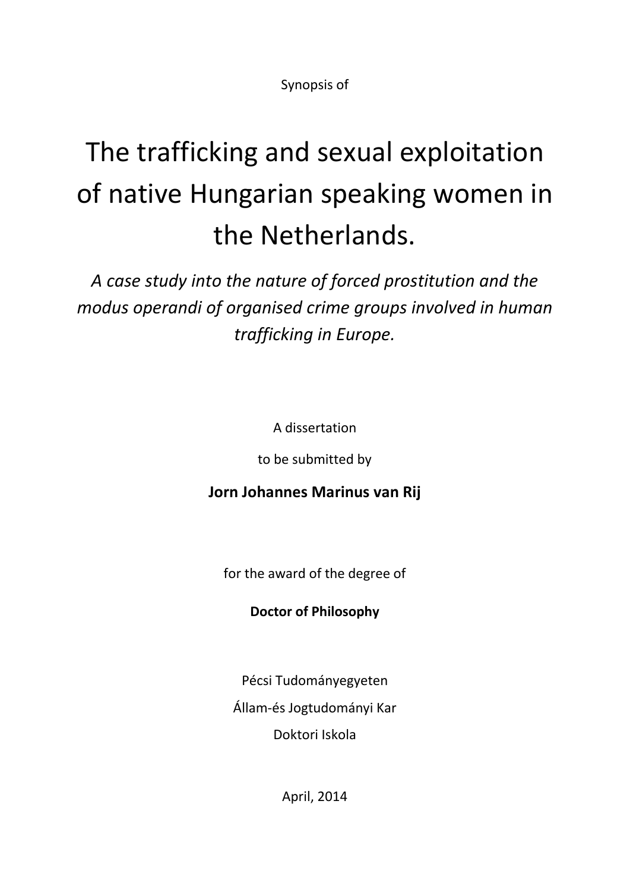Synopsis of

# The trafficking and sexual exploitation of native Hungarian speaking women in the Netherlands.

*A case study into the nature of forced prostitution and the modus operandi of organised crime groups involved in human trafficking in Europe.*

A dissertation

to be submitted by

**Jorn Johannes Marinus van Rij**

for the award of the degree of

**Doctor of Philosophy**

Pécsi Tudományegyeten

Állam-és Jogtudományi Kar

Doktori Iskola

April, 2014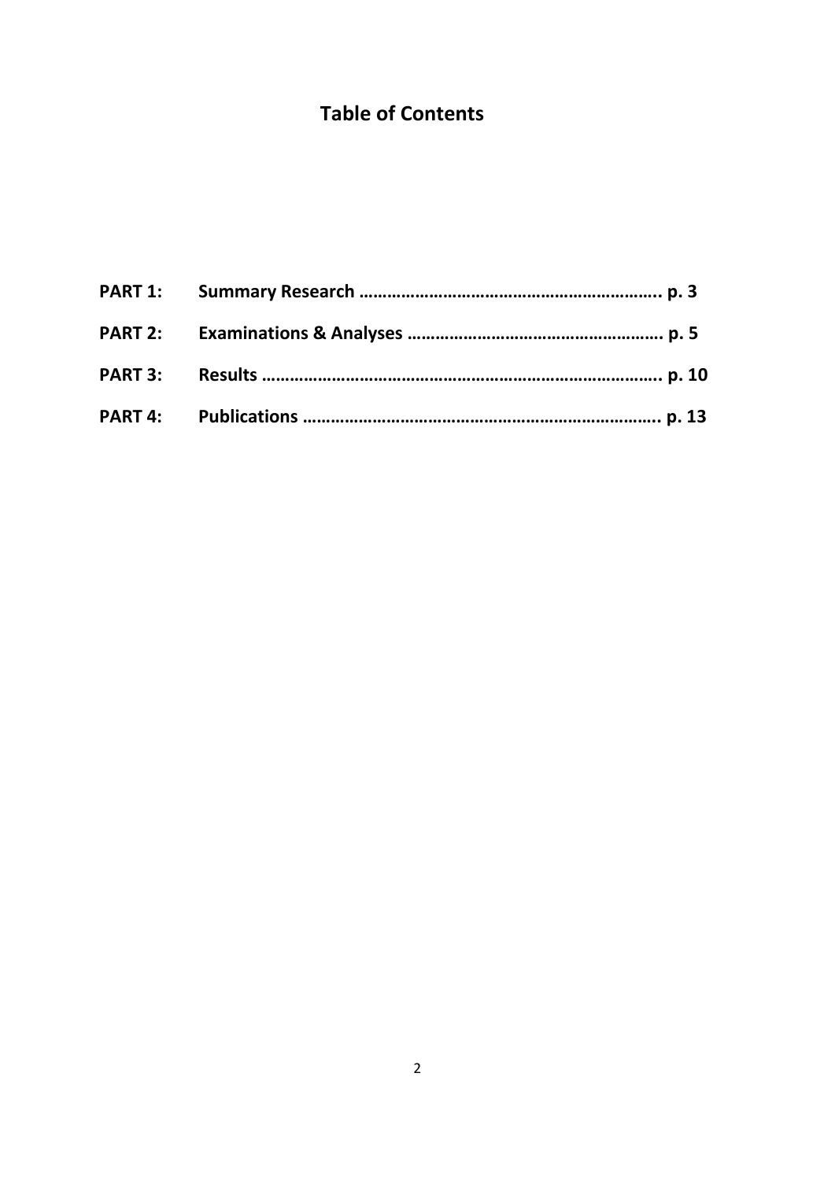# Table of Contents

**PART 1:** **Summary Research ……………………………………………………….. p. 3**

**PART 2:** **Examinations & Analyses ……………………………………………. p. 5**

**PART 3:** **Results ………………………………………………………………………….. p. 10**

**PART 4:** **Publications ………………………………………………………………….. p. 13**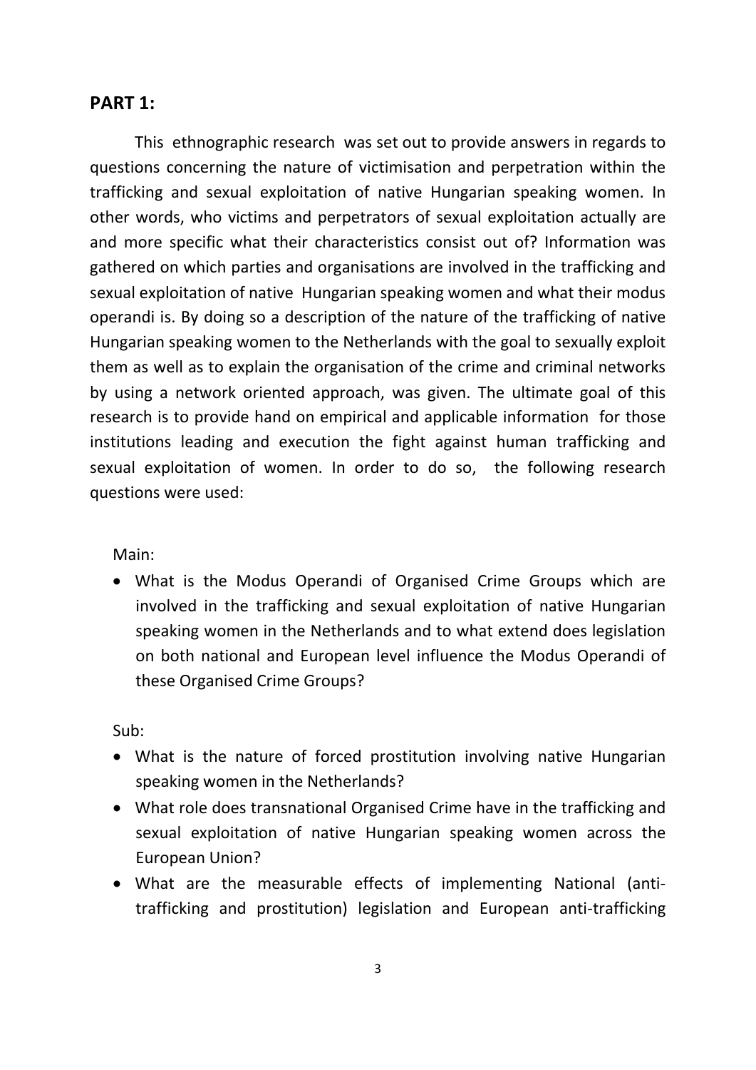## PART 1:

This ethnographic research was set out to provide answers in regards to questions concerning the nature of victimisation and perpetration within the trafficking and sexual exploitation of native Hungarian speaking women. In other words, who victims and perpetrators of sexual exploitation actually are and more specific what their characteristics consist out of? Information was gathered on which parties and organisations are involved in the trafficking and sexual exploitation of native Hungarian speaking women and what their modus operandi is. By doing so a description of the nature of the trafficking of native Hungarian speaking women to the Netherlands with the goal to sexually exploit them as well as to explain the organisation of the crime and criminal networks by using a network oriented approach, was given. The ultimate goal of this research is to provide hand on empirical and applicable information for those institutions leading and execution the fight against human trafficking and sexual exploitation of women. In order to do so, the following research questions were used:

Main:

- What is the Modus Operandi of Organised Crime Groups which are involved in the trafficking and sexual exploitation of native Hungarian speaking women in the Netherlands and to what extend does legislation on both national and European level influence the Modus Operandi of these Organised Crime Groups?

Sub:

- What is the nature of forced prostitution involving native Hungarian speaking women in the Netherlands?
- What role does transnational Organised Crime have in the trafficking and sexual exploitation of native Hungarian speaking women across the European Union?
- What are the measurable effects of implementing National (anti-trafficking and prostitution) legislation and European anti-trafficking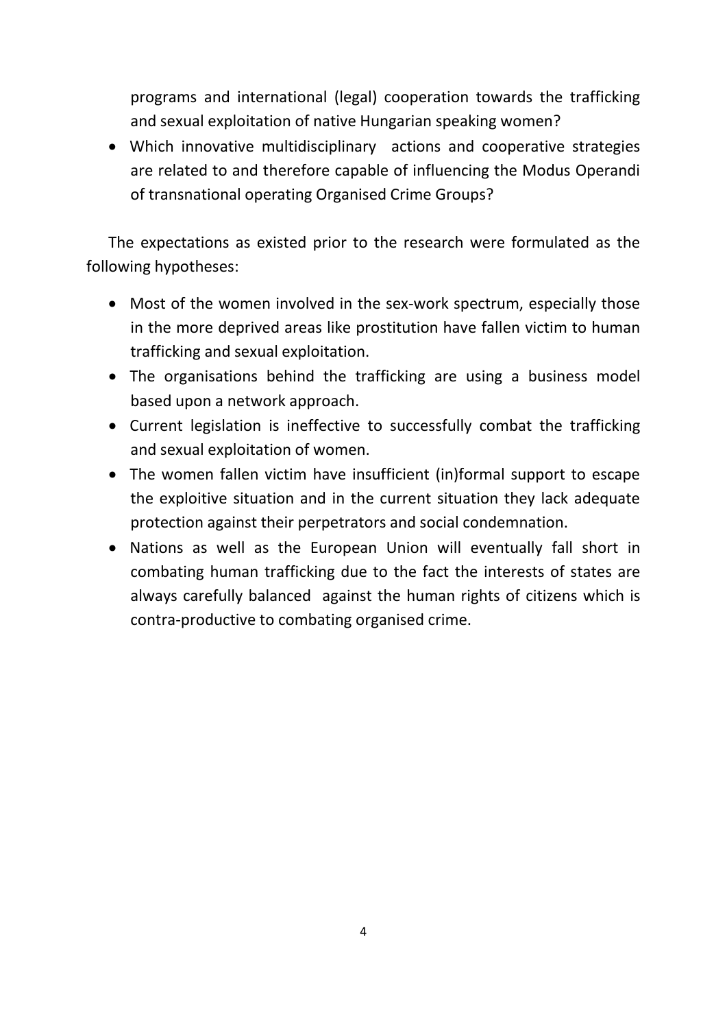programs and international (legal) cooperation towards the trafficking and sexual exploitation of native Hungarian speaking women?

- Which innovative multidisciplinary actions and cooperative strategies are related to and therefore capable of influencing the Modus Operandi of transnational operating Organised Crime Groups?

The expectations as existed prior to the research were formulated as the following hypotheses:

- Most of the women involved in the sex-work spectrum, especially those in the more deprived areas like prostitution have fallen victim to human trafficking and sexual exploitation.
- The organisations behind the trafficking are using a business model based upon a network approach.
- Current legislation is ineffective to successfully combat the trafficking and sexual exploitation of women.
- The women fallen victim have insufficient (in)formal support to escape the exploitive situation and in the current situation they lack adequate protection against their perpetrators and social condemnation.
- Nations as well as the European Union will eventually fall short in combating human trafficking due to the fact the interests of states are always carefully balanced against the human rights of citizens which is contra-productive to combating organised crime.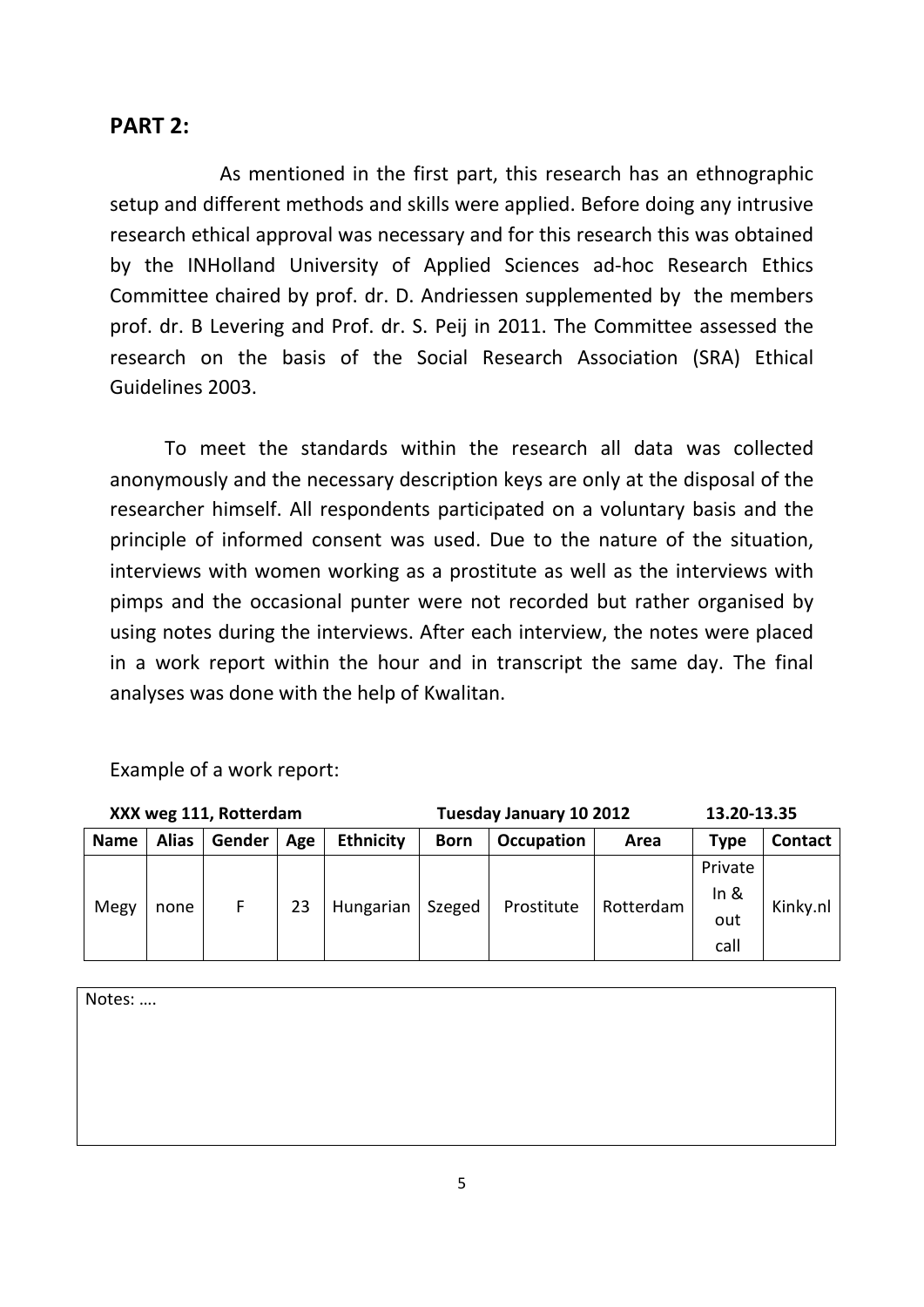## PART 2:

As mentioned in the first part, this research has an ethnographic setup and different methods and skills were applied. Before doing any intrusive research ethical approval was necessary and for this research this was obtained by the INHolland University of Applied Sciences ad-hoc Research Ethics Committee chaired by prof. dr. D. Andriessen supplemented by the members prof. dr. B Levering and Prof. dr. S. Peij in 2011. The Committee assessed the research on the basis of the Social Research Association (SRA) Ethical Guidelines 2003.

To meet the standards within the research all data was collected anonymously and the necessary description keys are only at the disposal of the researcher himself. All respondents participated on a voluntary basis and the principle of informed consent was used. Due to the nature of the situation, interviews with women working as a prostitute as well as the interviews with pimps and the occasional punter were not recorded but rather organised by using notes during the interviews. After each interview, the notes were placed in a work report within the hour and in transcript the same day. The final analyses was done with the help of Kwalitan.

Example of a work report:

**XXX weg 111, Rotterdam** **Tuesday January 10 2012** **13.20-13.35**

| Name | Alias | Gender | Age | Ethnicity | Born | Occupation | Area | Type | Contact |
|---|---|---|---|---|---|---|---|---|---|
| Megy | none | F | 23 | Hungarian | Szeged | Prostitute | Rotterdam | Private In & out call | Kinky.nl |

| Notes: …. |
|---|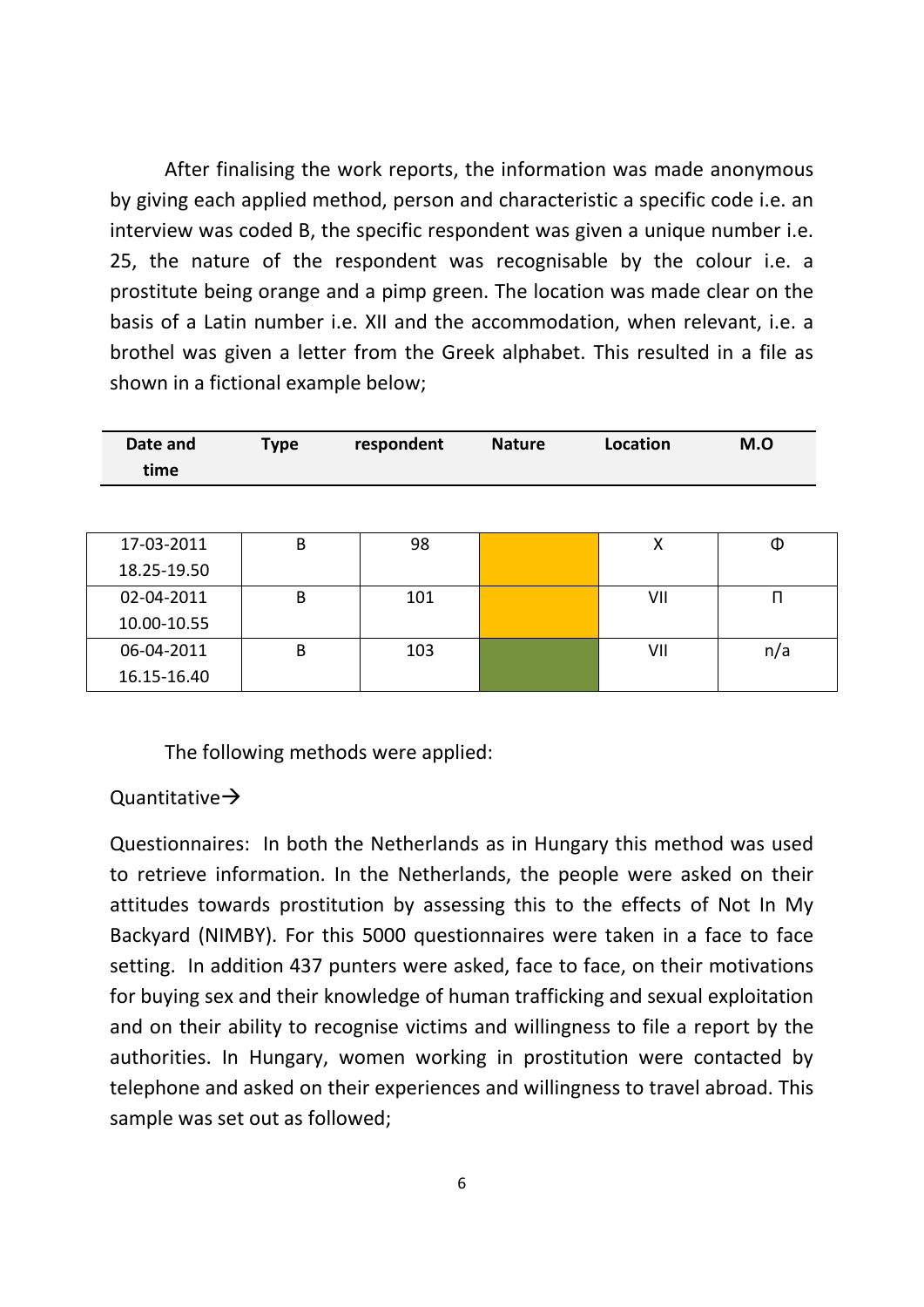After finalising the work reports, the information was made anonymous by giving each applied method, person and characteristic a specific code i.e. an interview was coded B, the specific respondent was given a unique number i.e. 25, the nature of the respondent was recognisable by the colour i.e. a prostitute being orange and a pimp green. The location was made clear on the basis of a Latin number i.e. XII and the accommodation, when relevant, i.e. a brothel was given a letter from the Greek alphabet. This resulted in a file as shown in a fictional example below;

| Date and time | Type | respondent | Nature | Location | M.O |
|---|---|---|---|---|---|
| 17-03-2011 18.25-19.50 | B | 98 | | X | Φ |
| 02-04-2011 10.00-10.55 | B | 101 | | VII | Π |
| 06-04-2011 16.15-16.40 | B | 103 | | VII | n/a |

The following methods were applied:

Quantitative→

Questionnaires: In both the Netherlands as in Hungary this method was used to retrieve information. In the Netherlands, the people were asked on their attitudes towards prostitution by assessing this to the effects of Not In My Backyard (NIMBY). For this 5000 questionnaires were taken in a face to face setting. In addition 437 punters were asked, face to face, on their motivations for buying sex and their knowledge of human trafficking and sexual exploitation and on their ability to recognise victims and willingness to file a report by the authorities. In Hungary, women working in prostitution were contacted by telephone and asked on their experiences and willingness to travel abroad. This sample was set out as followed;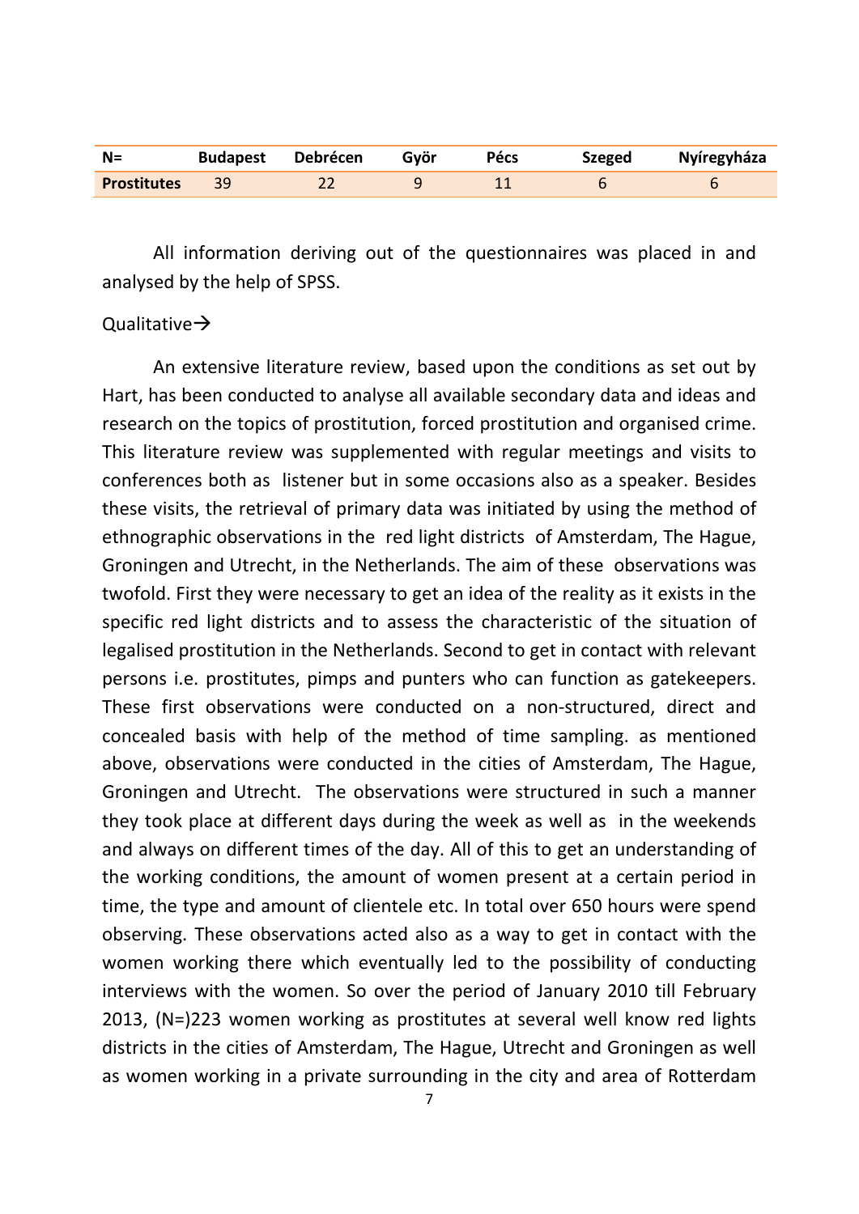| N= | Budapest | Debrécen | Györ | Pécs | Szeged | Nyíregyháza |
|---|---|---|---|---|---|---|
| **Prostitutes** | 39 | 22 | 9 | 11 | 6 | 6 |

All information deriving out of the questionnaires was placed in and analysed by the help of SPSS.

Qualitative→

An extensive literature review, based upon the conditions as set out by Hart, has been conducted to analyse all available secondary data and ideas and research on the topics of prostitution, forced prostitution and organised crime. This literature review was supplemented with regular meetings and visits to conferences both as listener but in some occasions also as a speaker. Besides these visits, the retrieval of primary data was initiated by using the method of ethnographic observations in the red light districts of Amsterdam, The Hague, Groningen and Utrecht, in the Netherlands. The aim of these observations was twofold. First they were necessary to get an idea of the reality as it exists in the specific red light districts and to assess the characteristic of the situation of legalised prostitution in the Netherlands. Second to get in contact with relevant persons i.e. prostitutes, pimps and punters who can function as gatekeepers. These first observations were conducted on a non-structured, direct and concealed basis with help of the method of time sampling. as mentioned above, observations were conducted in the cities of Amsterdam, The Hague, Groningen and Utrecht. The observations were structured in such a manner they took place at different days during the week as well as in the weekends and always on different times of the day. All of this to get an understanding of the working conditions, the amount of women present at a certain period in time, the type and amount of clientele etc. In total over 650 hours were spend observing. These observations acted also as a way to get in contact with the women working there which eventually led to the possibility of conducting interviews with the women. So over the period of January 2010 till February 2013, (N=)223 women working as prostitutes at several well know red lights districts in the cities of Amsterdam, The Hague, Utrecht and Groningen as well as women working in a private surrounding in the city and area of Rotterdam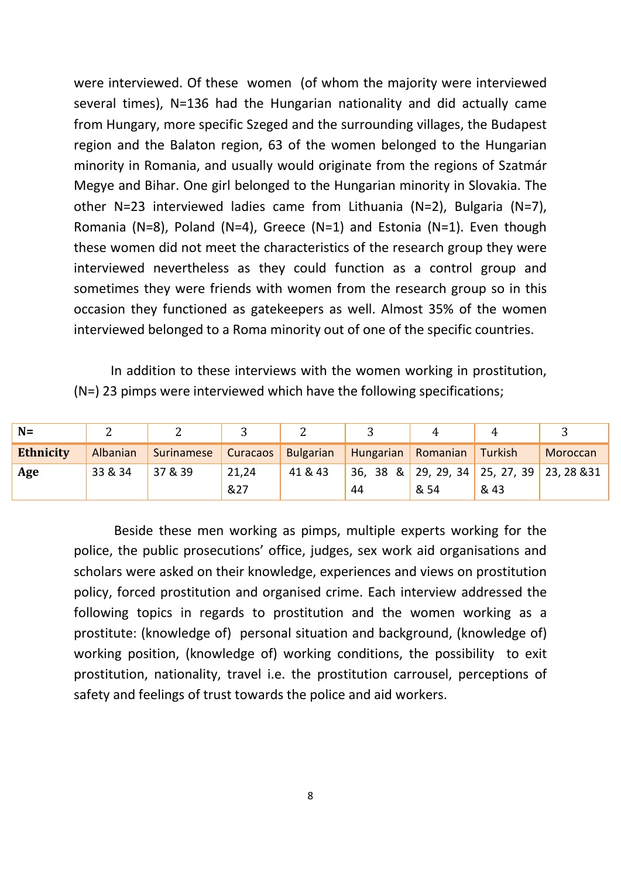were interviewed. Of these women (of whom the majority were interviewed several times), N=136 had the Hungarian nationality and did actually came from Hungary, more specific Szeged and the surrounding villages, the Budapest region and the Balaton region, 63 of the women belonged to the Hungarian minority in Romania, and usually would originate from the regions of Szatmár Megye and Bihar. One girl belonged to the Hungarian minority in Slovakia. The other N=23 interviewed ladies came from Lithuania (N=2), Bulgaria (N=7), Romania (N=8), Poland (N=4), Greece (N=1) and Estonia (N=1). Even though these women did not meet the characteristics of the research group they were interviewed nevertheless as they could function as a control group and sometimes they were friends with women from the research group so in this occasion they functioned as gatekeepers as well. Almost 35% of the women interviewed belonged to a Roma minority out of one of the specific countries.

In addition to these interviews with the women working in prostitution, (N=) 23 pimps were interviewed which have the following specifications;

| **N=** | 2 | 2 | 3 | 2 | 3 | 4 | 4 | 3 |
|---|---|---|---|---|---|---|---|---|
| **Ethnicity** | Albanian | Surinamese | Curacaos | Bulgarian | Hungarian | Romanian | Turkish | Moroccan |
| **Age** | 33 & 34 | 37 & 39 | 21,24 &27 | 41 & 43 | 36, 38 & 44 | 29, 29, 34 & 54 | 25, 27, 39 & 43 | 23, 28 &31 |

Beside these men working as pimps, multiple experts working for the police, the public prosecutions' office, judges, sex work aid organisations and scholars were asked on their knowledge, experiences and views on prostitution policy, forced prostitution and organised crime. Each interview addressed the following topics in regards to prostitution and the women working as a prostitute: (knowledge of) personal situation and background, (knowledge of) working position, (knowledge of) working conditions, the possibility to exit prostitution, nationality, travel i.e. the prostitution carrousel, perceptions of safety and feelings of trust towards the police and aid workers.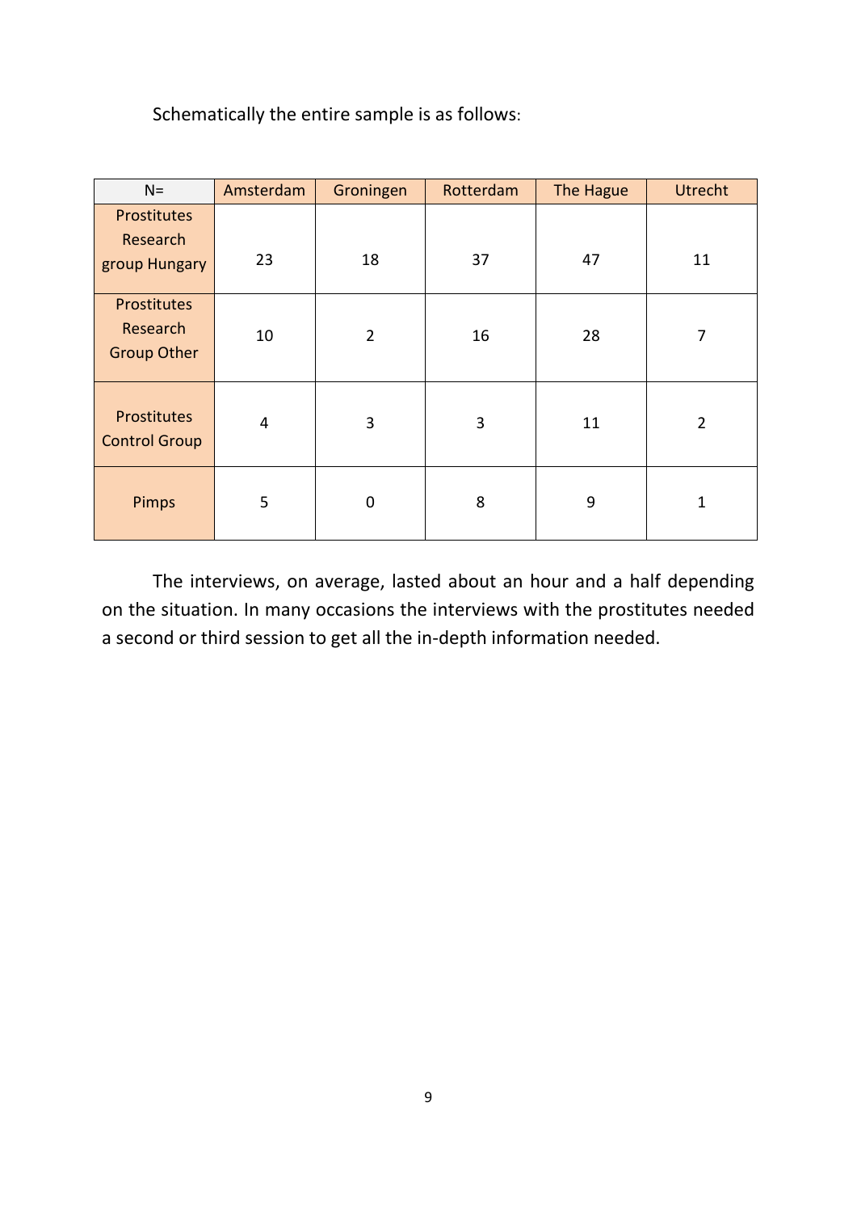Schematically the entire sample is as follows:

| N= | Amsterdam | Groningen | Rotterdam | The Hague | Utrecht |
|---|---|---|---|---|---|
| Prostitutes Research group Hungary | 23 | 18 | 37 | 47 | 11 |
| Prostitutes Research Group Other | 10 | 2 | 16 | 28 | 7 |
| Prostitutes Control Group | 4 | 3 | 3 | 11 | 2 |
| Pimps | 5 | 0 | 8 | 9 | 1 |

The interviews, on average, lasted about an hour and a half depending on the situation. In many occasions the interviews with the prostitutes needed a second or third session to get all the in-depth information needed.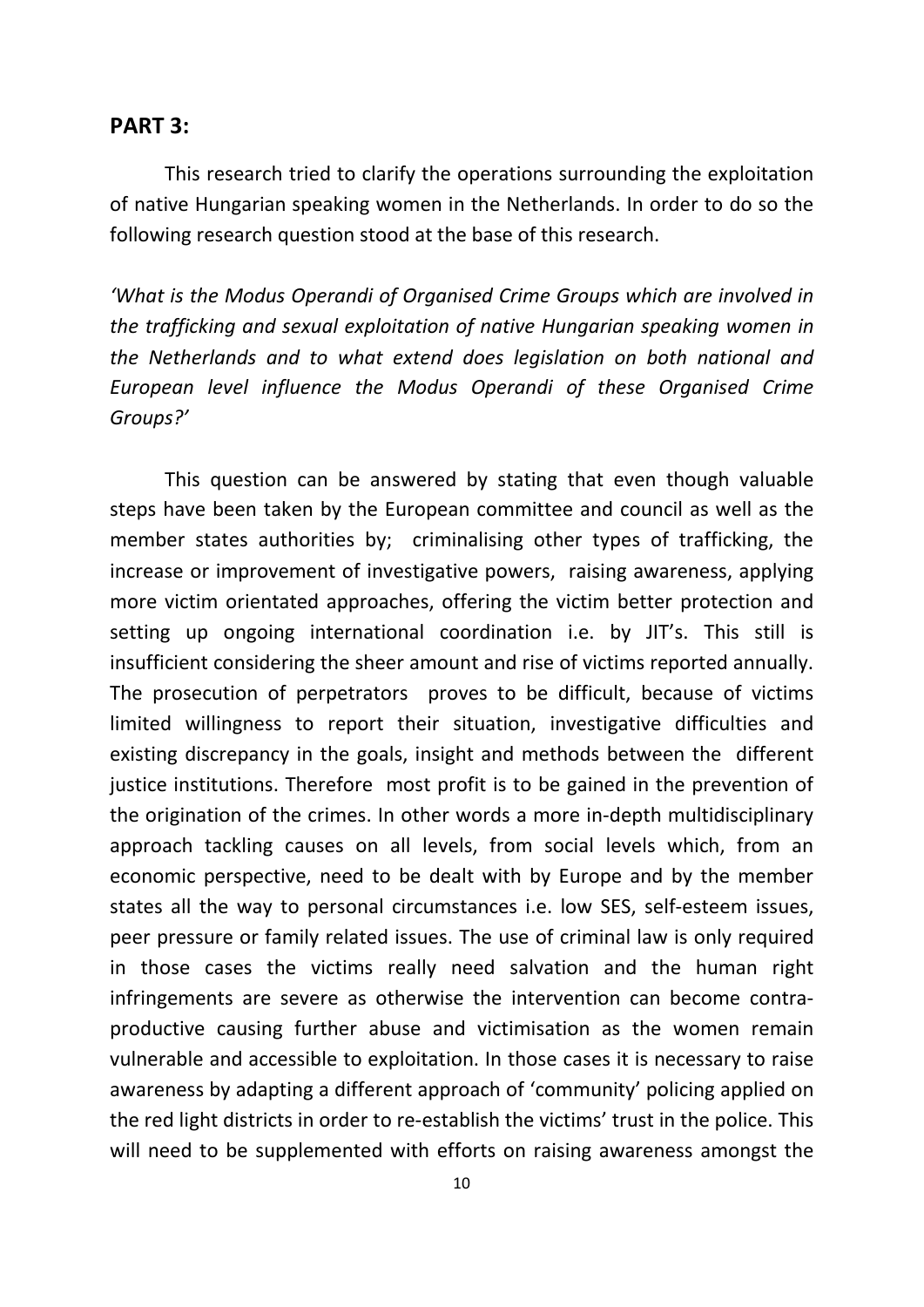## PART 3:

This research tried to clarify the operations surrounding the exploitation of native Hungarian speaking women in the Netherlands. In order to do so the following research question stood at the base of this research.

*'What is the Modus Operandi of Organised Crime Groups which are involved in the trafficking and sexual exploitation of native Hungarian speaking women in the Netherlands and to what extend does legislation on both national and European level influence the Modus Operandi of these Organised Crime Groups?'*

This question can be answered by stating that even though valuable steps have been taken by the European committee and council as well as the member states authorities by; criminalising other types of trafficking, the increase or improvement of investigative powers, raising awareness, applying more victim orientated approaches, offering the victim better protection and setting up ongoing international coordination i.e. by JIT's. This still is insufficient considering the sheer amount and rise of victims reported annually. The prosecution of perpetrators proves to be difficult, because of victims limited willingness to report their situation, investigative difficulties and existing discrepancy in the goals, insight and methods between the different justice institutions. Therefore most profit is to be gained in the prevention of the origination of the crimes. In other words a more in-depth multidisciplinary approach tackling causes on all levels, from social levels which, from an economic perspective, need to be dealt with by Europe and by the member states all the way to personal circumstances i.e. low SES, self-esteem issues, peer pressure or family related issues. The use of criminal law is only required in those cases the victims really need salvation and the human right infringements are severe as otherwise the intervention can become contra-productive causing further abuse and victimisation as the women remain vulnerable and accessible to exploitation. In those cases it is necessary to raise awareness by adapting a different approach of 'community' policing applied on the red light districts in order to re-establish the victims' trust in the police. This will need to be supplemented with efforts on raising awareness amongst the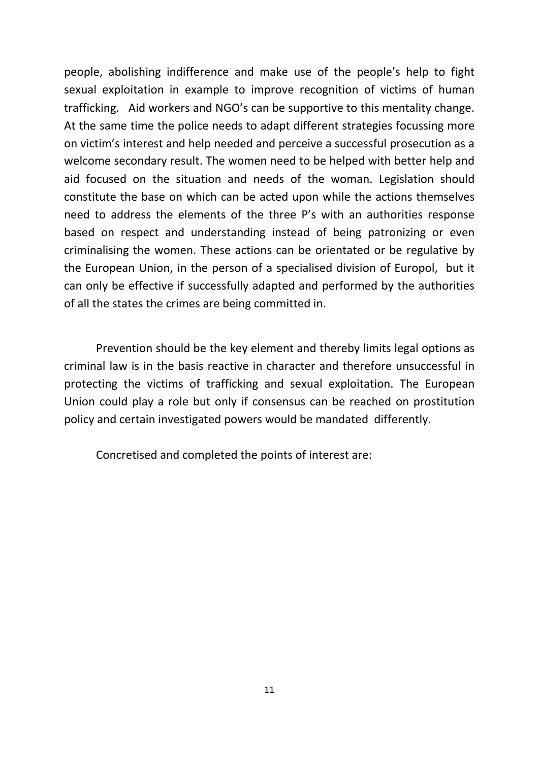people, abolishing indifference and make use of the people's help to fight sexual exploitation in example to improve recognition of victims of human trafficking. Aid workers and NGO's can be supportive to this mentality change. At the same time the police needs to adapt different strategies focussing more on victim's interest and help needed and perceive a successful prosecution as a welcome secondary result. The women need to be helped with better help and aid focused on the situation and needs of the woman. Legislation should constitute the base on which can be acted upon while the actions themselves need to address the elements of the three P's with an authorities response based on respect and understanding instead of being patronizing or even criminalising the women. These actions can be orientated or be regulative by the European Union, in the person of a specialised division of Europol, but it can only be effective if successfully adapted and performed by the authorities of all the states the crimes are being committed in.

Prevention should be the key element and thereby limits legal options as criminal law is in the basis reactive in character and therefore unsuccessful in protecting the victims of trafficking and sexual exploitation. The European Union could play a role but only if consensus can be reached on prostitution policy and certain investigated powers would be mandated differently.

Concretised and completed the points of interest are: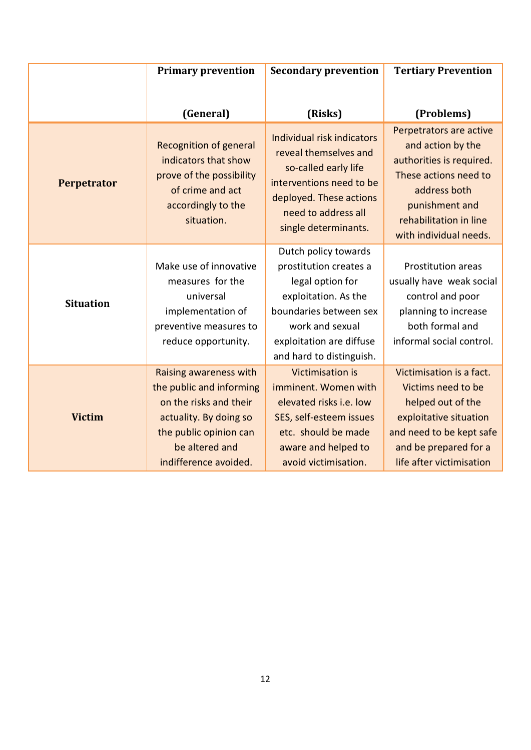| | **Primary prevention (General)** | **Secondary prevention (Risks)** | **Tertiary Prevention (Problems)** |
|---|---|---|---|
| **Perpetrator** | Recognition of general indicators that show prove of the possibility of crime and act accordingly to the situation. | Individual risk indicators reveal themselves and so-called early life interventions need to be deployed. These actions need to address all single determinants. | Perpetrators are active and action by the authorities is required. These actions need to address both punishment and rehabilitation in line with individual needs. |
| **Situation** | Make use of innovative measures for the universal implementation of preventive measures to reduce opportunity. | Dutch policy towards prostitution creates a legal option for exploitation. As the boundaries between sex work and sexual exploitation are diffuse and hard to distinguish. | Prostitution areas usually have weak social control and poor planning to increase both formal and informal social control. |
| **Victim** | Raising awareness with the public and informing on the risks and their actuality. By doing so the public opinion can be altered and indifference avoided. | Victimisation is imminent. Women with elevated risks i.e. low SES, self-esteem issues etc. should be made aware and helped to avoid victimisation. | Victimisation is a fact. Victims need to be helped out of the exploitative situation and need to be kept safe and be prepared for a life after victimisation |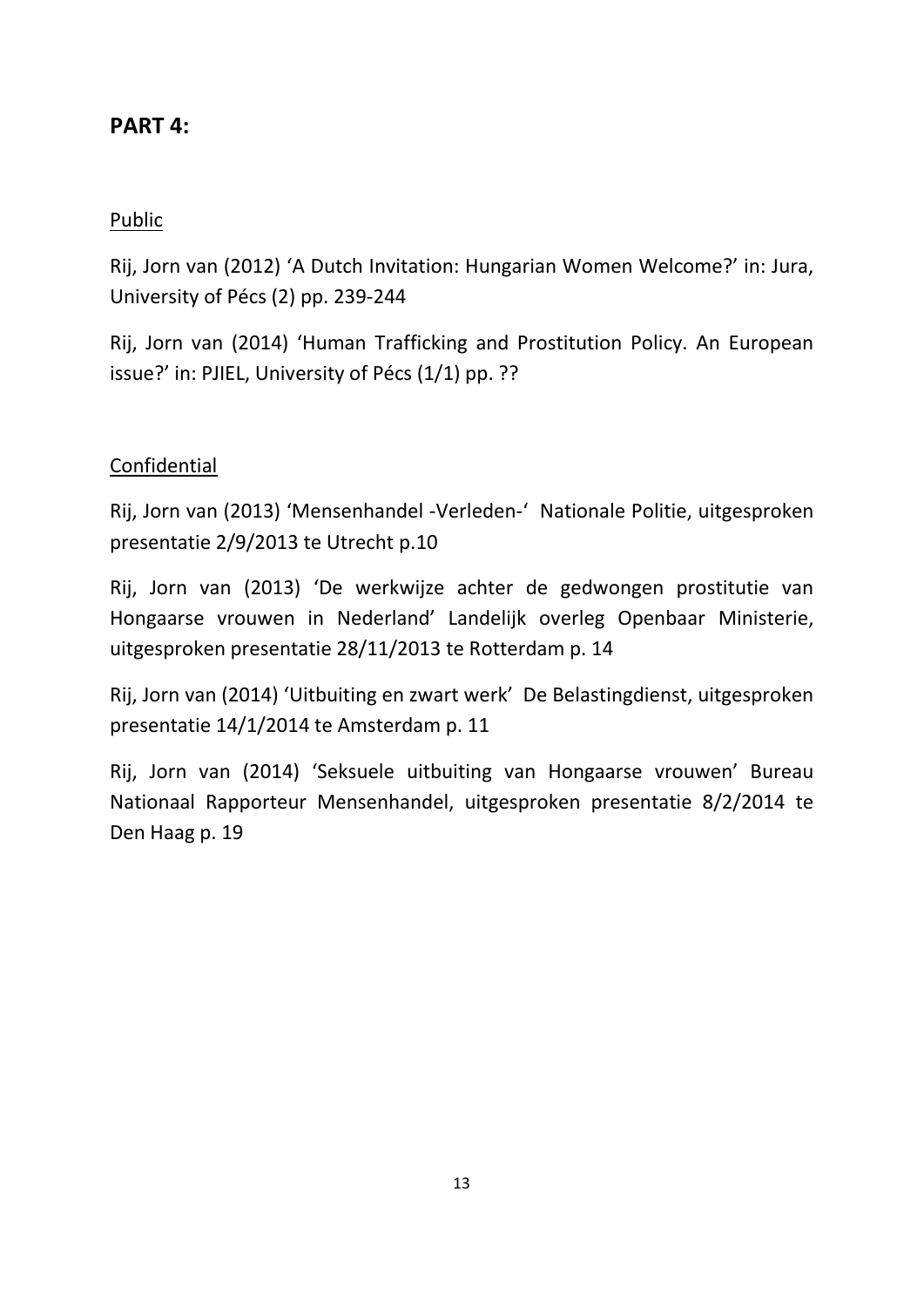## PART 4:

<u>Public</u>

Rij, Jorn van (2012) 'A Dutch Invitation: Hungarian Women Welcome?' in: Jura, University of Pécs (2) pp. 239-244

Rij, Jorn van (2014) 'Human Trafficking and Prostitution Policy. An European issue?' in: PJIEL, University of Pécs (1/1) pp. ??

<u>Confidential</u>

Rij, Jorn van (2013) 'Mensenhandel -Verleden-' Nationale Politie, uitgesproken presentatie 2/9/2013 te Utrecht p.10

Rij, Jorn van (2013) 'De werkwijze achter de gedwongen prostitutie van Hongaarse vrouwen in Nederland' Landelijk overleg Openbaar Ministerie, uitgesproken presentatie 28/11/2013 te Rotterdam p. 14

Rij, Jorn van (2014) 'Uitbuiting en zwart werk' De Belastingdienst, uitgesproken presentatie 14/1/2014 te Amsterdam p. 11

Rij, Jorn van (2014) 'Seksuele uitbuiting van Hongaarse vrouwen' Bureau Nationaal Rapporteur Mensenhandel, uitgesproken presentatie 8/2/2014 te Den Haag p. 19